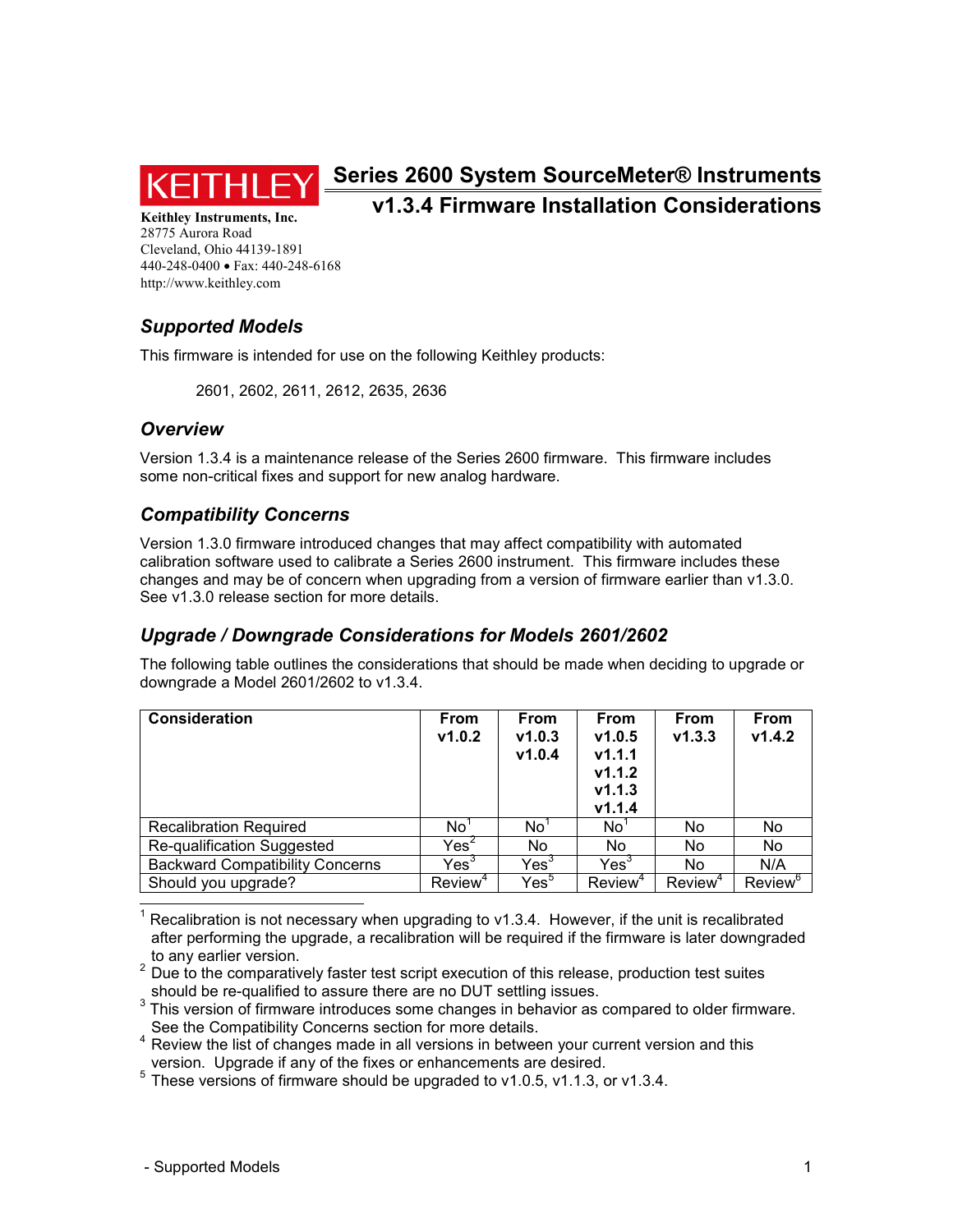KEITHLEY

# Series 2600 System SourceMeter® Instruments

# v1.3.4 Firmware Installation Considerations

**Keithley Instruments, Inc.**
28775 Aurora Road
Cleveland, Ohio 44139-1891
440-248-0400 • Fax: 440-248-6168
http://www.keithley.com

## *Supported Models*

This firmware is intended for use on the following Keithley products:

2601, 2602, 2611, 2612, 2635, 2636

## *Overview*

Version 1.3.4 is a maintenance release of the Series 2600 firmware. This firmware includes some non-critical fixes and support for new analog hardware.

## *Compatibility Concerns*

Version 1.3.0 firmware introduced changes that may affect compatibility with automated calibration software used to calibrate a Series 2600 instrument. This firmware includes these changes and may be of concern when upgrading from a version of firmware earlier than v1.3.0. See v1.3.0 release section for more details.

## *Upgrade / Downgrade Considerations for Models 2601/2602*

The following table outlines the considerations that should be made when deciding to upgrade or downgrade a Model 2601/2602 to v1.3.4.

| Consideration | From v1.0.2 | From v1.0.3 v1.0.4 | From v1.0.5 v1.1.1 v1.1.2 v1.1.3 v1.1.4 | From v1.3.3 | From v1.4.2 |
|---|---|---|---|---|---|
| Recalibration Required | No[1] | No[1] | No[1] | No | No |
| Re-qualification Suggested | Yes[2] | No | No | No | No |
| Backward Compatibility Concerns | Yes[3] | Yes[3] | Yes[3] | No | N/A |
| Should you upgrade? | Review[4] | Yes[5] | Review[4] | Review[4] | Review[6] |

[1] Recalibration is not necessary when upgrading to v1.3.4. However, if the unit is recalibrated after performing the upgrade, a recalibration will be required if the firmware is later downgraded to any earlier version.

[2] Due to the comparatively faster test script execution of this release, production test suites should be re-qualified to assure there are no DUT settling issues.

[3] This version of firmware introduces some changes in behavior as compared to older firmware. See the Compatibility Concerns section for more details.

[4] Review the list of changes made in all versions in between your current version and this version. Upgrade if any of the fixes or enhancements are desired.

[5] These versions of firmware should be upgraded to v1.0.5, v1.1.3, or v1.3.4.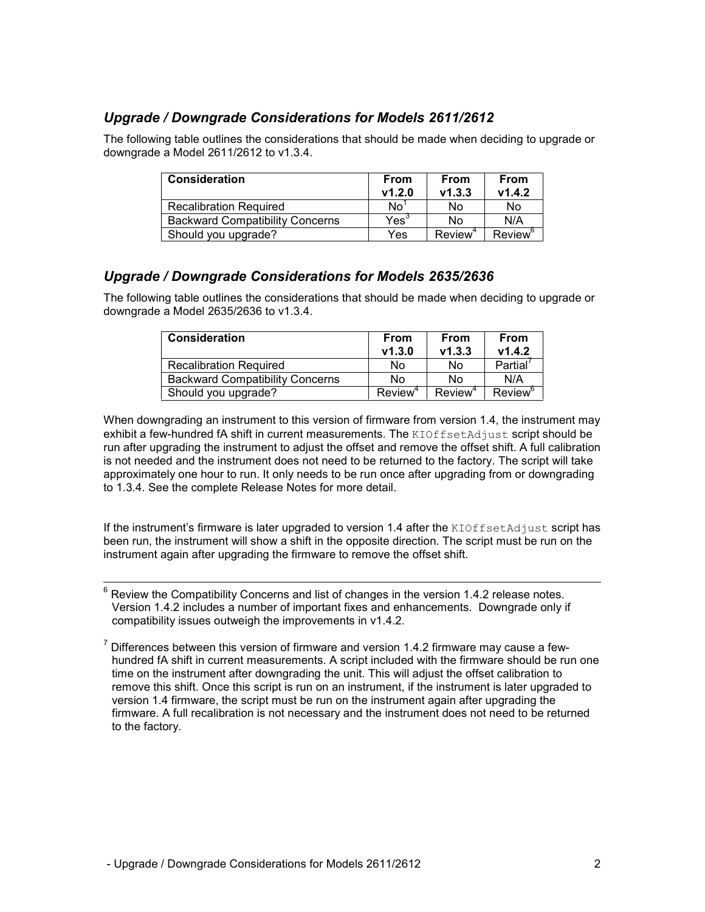### *Upgrade / Downgrade Considerations for Models 2611/2612*

The following table outlines the considerations that should be made when deciding to upgrade or downgrade a Model 2611/2612 to v1.3.4.

| Consideration | From v1.2.0 | From v1.3.3 | From v1.4.2 |
|---|---|---|---|
| Recalibration Required | No[1] | No | No |
| Backward Compatibility Concerns | Yes[3] | No | N/A |
| Should you upgrade? | Yes | Review[4] | Review[6] |

### *Upgrade / Downgrade Considerations for Models 2635/2636*

The following table outlines the considerations that should be made when deciding to upgrade or downgrade a Model 2635/2636 to v1.3.4.

| Consideration | From v1.3.0 | From v1.3.3 | From v1.4.2 |
|---|---|---|---|
| Recalibration Required | No | No | Partial[7] |
| Backward Compatibility Concerns | No | No | N/A |
| Should you upgrade? | Review[4] | Review[4] | Review[6] |

When downgrading an instrument to this version of firmware from version 1.4, the instrument may exhibit a few-hundred fA shift in current measurements. The `KIOffsetAdjust` script should be run after upgrading the instrument to adjust the offset and remove the offset shift. A full calibration is not needed and the instrument does not need to be returned to the factory. The script will take approximately one hour to run. It only needs to be run once after upgrading from or downgrading to 1.3.4. See the complete Release Notes for more detail.

If the instrument's firmware is later upgraded to version 1.4 after the `KIOffsetAdjust` script has been run, the instrument will show a shift in the opposite direction. The script must be run on the instrument again after upgrading the firmware to remove the offset shift.

---

[6] Review the Compatibility Concerns and list of changes in the version 1.4.2 release notes. Version 1.4.2 includes a number of important fixes and enhancements. Downgrade only if compatibility issues outweigh the improvements in v1.4.2.

[7] Differences between this version of firmware and version 1.4.2 firmware may cause a few-hundred fA shift in current measurements. A script included with the firmware should be run one time on the instrument after downgrading the unit. This will adjust the offset calibration to remove this shift. Once this script is run on an instrument, if the instrument is later upgraded to version 1.4 firmware, the script must be run on the instrument again after upgrading the firmware. A full recalibration is not necessary and the instrument does not need to be returned to the factory.